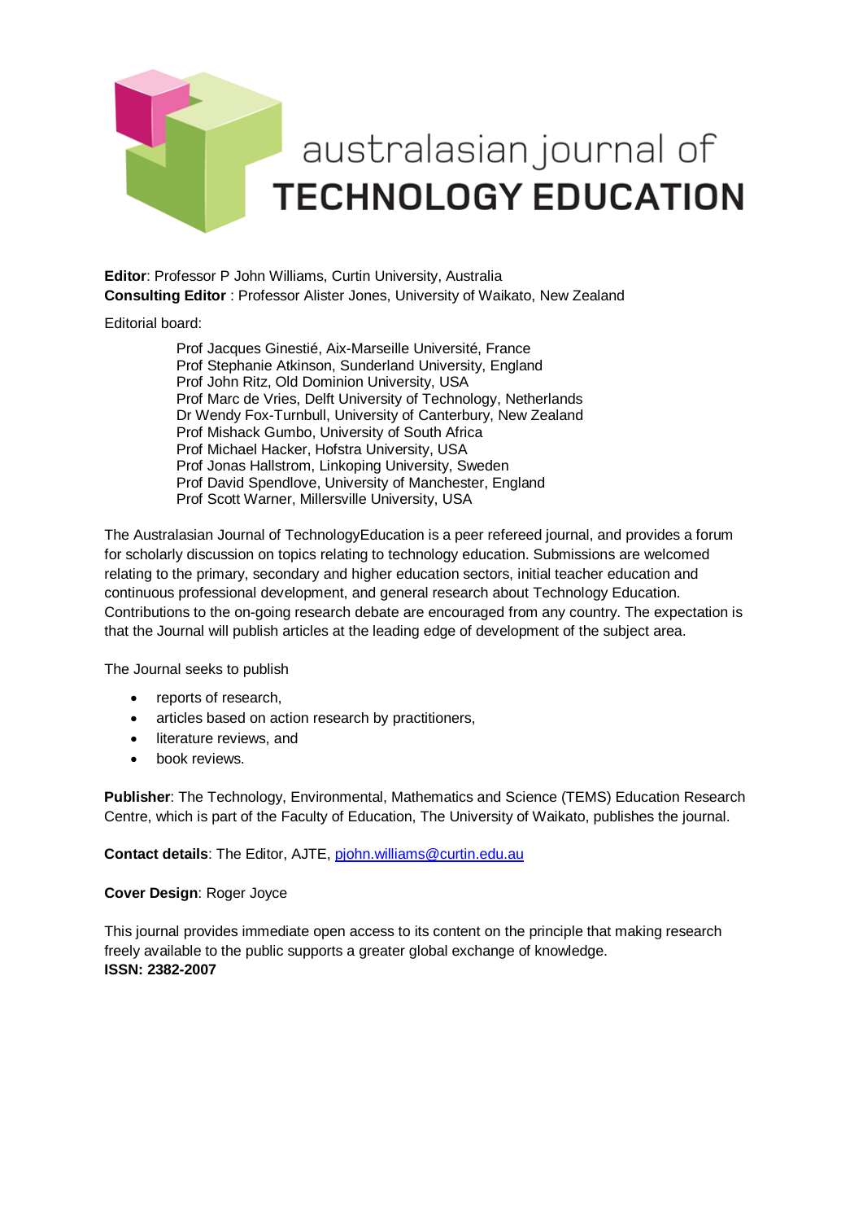# australasian journal of TECHNOLOGY EDUCATION

**Editor**: Professor P John Williams, Curtin University, Australia
**Consulting Editor** : Professor Alister Jones, University of Waikato, New Zealand

Editorial board:

Prof Jacques Ginestié, Aix-Marseille Université, France
Prof Stephanie Atkinson, Sunderland University, England
Prof John Ritz, Old Dominion University, USA
Prof Marc de Vries, Delft University of Technology, Netherlands
Dr Wendy Fox-Turnbull, University of Canterbury, New Zealand
Prof Mishack Gumbo, University of South Africa
Prof Michael Hacker, Hofstra University, USA
Prof Jonas Hallstrom, Linkoping University, Sweden
Prof David Spendlove, University of Manchester, England
Prof Scott Warner, Millersville University, USA

The Australasian Journal of TechnologyEducation is a peer refereed journal, and provides a forum for scholarly discussion on topics relating to technology education. Submissions are welcomed relating to the primary, secondary and higher education sectors, initial teacher education and continuous professional development, and general research about Technology Education. Contributions to the on-going research debate are encouraged from any country. The expectation is that the Journal will publish articles at the leading edge of development of the subject area.

The Journal seeks to publish

- reports of research,
- articles based on action research by practitioners,
- literature reviews, and
- book reviews.

**Publisher**: The Technology, Environmental, Mathematics and Science (TEMS) Education Research Centre, which is part of the Faculty of Education, The University of Waikato, publishes the journal.

**Contact details**: The Editor, AJTE, pjohn.williams@curtin.edu.au

**Cover Design**: Roger Joyce

This journal provides immediate open access to its content on the principle that making research freely available to the public supports a greater global exchange of knowledge.
**ISSN: 2382-2007**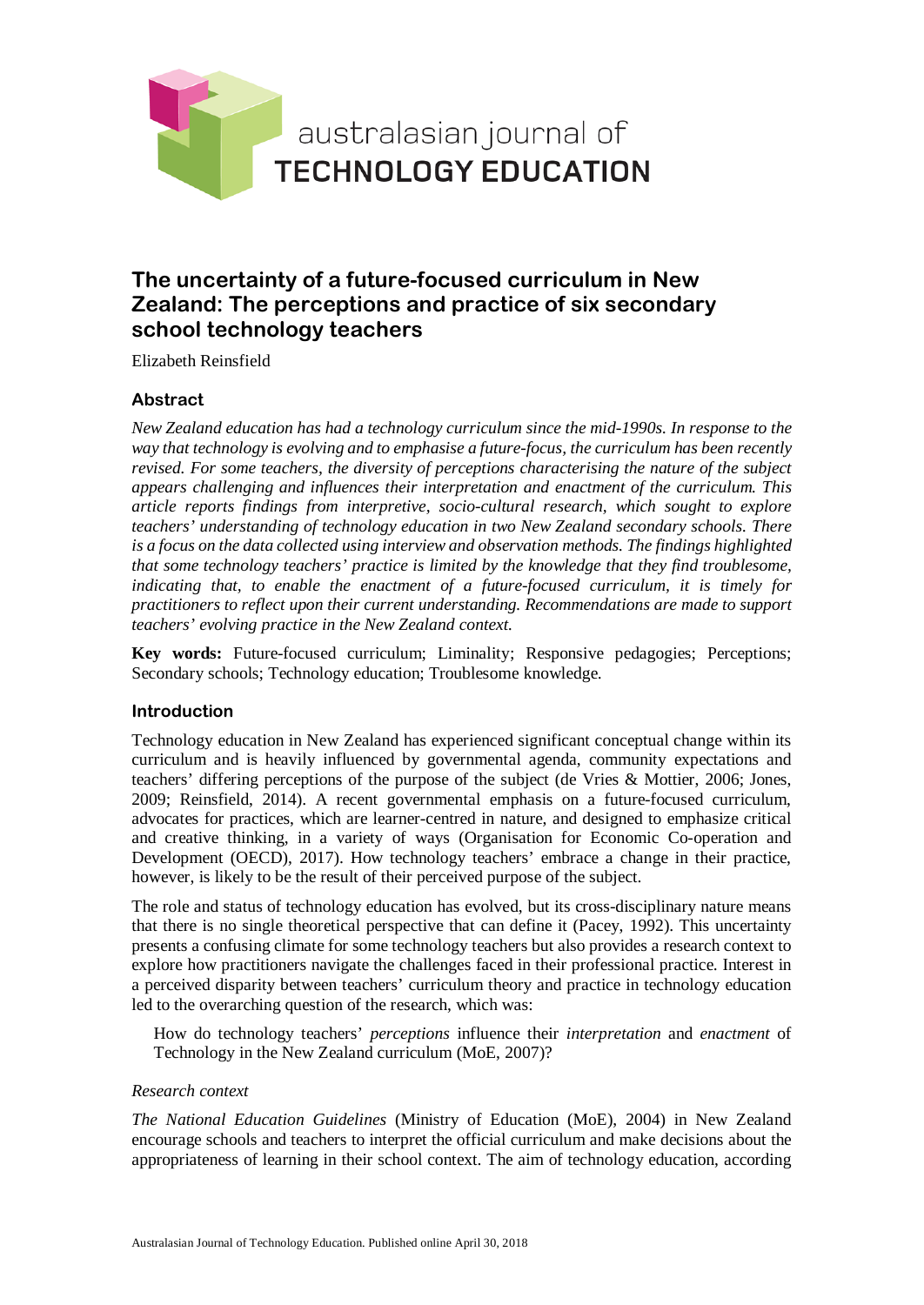australasian journal of
**TECHNOLOGY EDUCATION**

# The uncertainty of a future-focused curriculum in New Zealand: The perceptions and practice of six secondary school technology teachers

Elizabeth Reinsfield

## Abstract

*New Zealand education has had a technology curriculum since the mid-1990s. In response to the way that technology is evolving and to emphasise a future-focus, the curriculum has been recently revised. For some teachers, the diversity of perceptions characterising the nature of the subject appears challenging and influences their interpretation and enactment of the curriculum. This article reports findings from interpretive, socio-cultural research, which sought to explore teachers' understanding of technology education in two New Zealand secondary schools. There is a focus on the data collected using interview and observation methods. The findings highlighted that some technology teachers' practice is limited by the knowledge that they find troublesome, indicating that, to enable the enactment of a future-focused curriculum, it is timely for practitioners to reflect upon their current understanding. Recommendations are made to support teachers' evolving practice in the New Zealand context.*

**Key words:** Future-focused curriculum; Liminality; Responsive pedagogies; Perceptions; Secondary schools; Technology education; Troublesome knowledge.

## Introduction

Technology education in New Zealand has experienced significant conceptual change within its curriculum and is heavily influenced by governmental agenda, community expectations and teachers' differing perceptions of the purpose of the subject (de Vries & Mottier, 2006; Jones, 2009; Reinsfield, 2014). A recent governmental emphasis on a future-focused curriculum, advocates for practices, which are learner-centred in nature, and designed to emphasize critical and creative thinking, in a variety of ways (Organisation for Economic Co-operation and Development (OECD), 2017). How technology teachers' embrace a change in their practice, however, is likely to be the result of their perceived purpose of the subject.

The role and status of technology education has evolved, but its cross-disciplinary nature means that there is no single theoretical perspective that can define it (Pacey, 1992). This uncertainty presents a confusing climate for some technology teachers but also provides a research context to explore how practitioners navigate the challenges faced in their professional practice. Interest in a perceived disparity between teachers' curriculum theory and practice in technology education led to the overarching question of the research, which was:

> How do technology teachers' *perceptions* influence their *interpretation* and *enactment* of Technology in the New Zealand curriculum (MoE, 2007)?

### *Research context*

*The National Education Guidelines* (Ministry of Education (MoE), 2004) in New Zealand encourage schools and teachers to interpret the official curriculum and make decisions about the appropriateness of learning in their school context. The aim of technology education, according

Australasian Journal of Technology Education. Published online April 30, 2018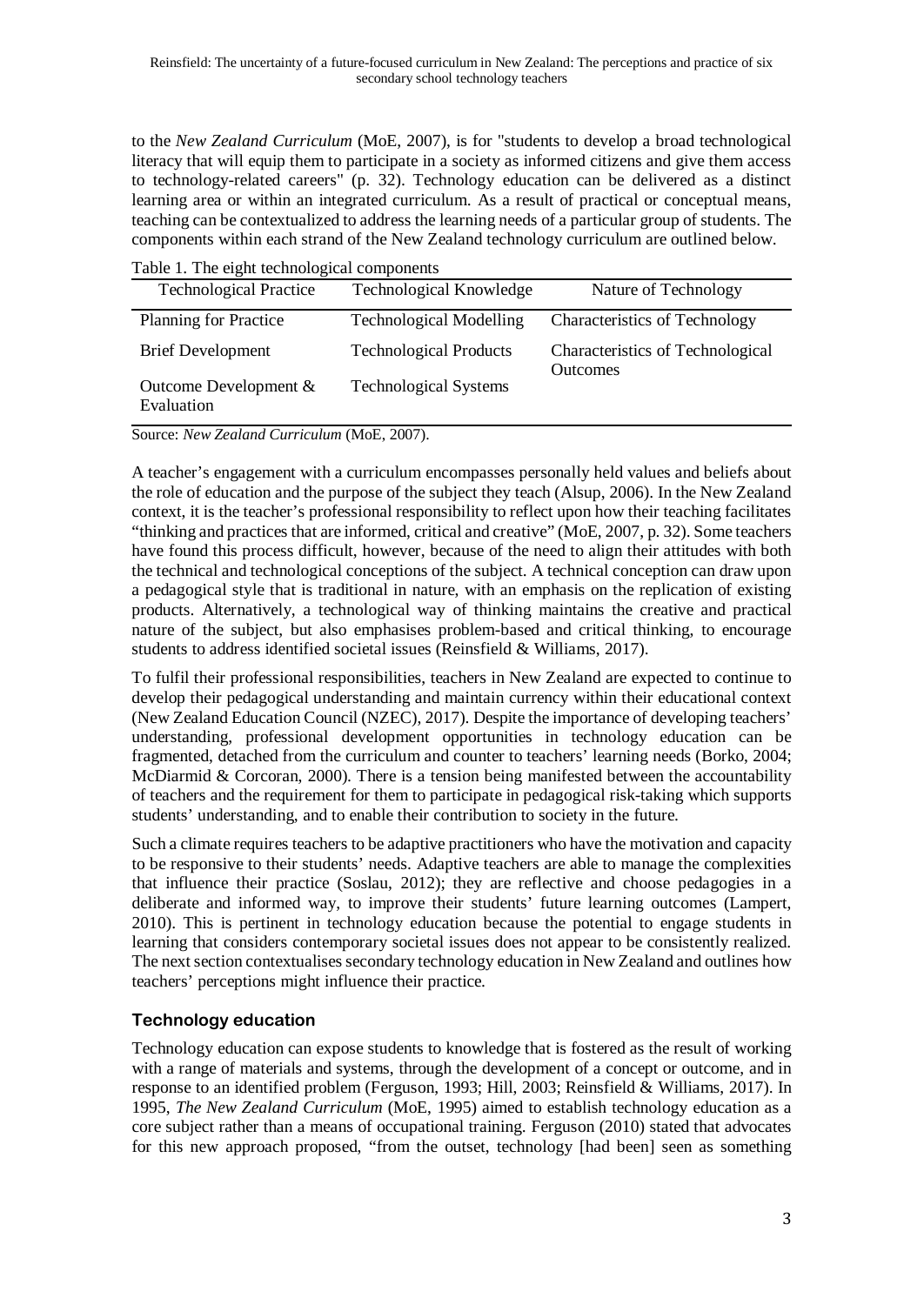to the *New Zealand Curriculum* (MoE, 2007), is for "students to develop a broad technological literacy that will equip them to participate in a society as informed citizens and give them access to technology-related careers" (p. 32). Technology education can be delivered as a distinct learning area or within an integrated curriculum. As a result of practical or conceptual means, teaching can be contextualized to address the learning needs of a particular group of students. The components within each strand of the New Zealand technology curriculum are outlined below.

Table 1. The eight technological components

| Technological Practice | Technological Knowledge | Nature of Technology |
|---|---|---|
| Planning for Practice | Technological Modelling | Characteristics of Technology |
| Brief Development | Technological Products | Characteristics of Technological Outcomes |
| Outcome Development & Evaluation | Technological Systems | |

Source: *New Zealand Curriculum* (MoE, 2007).

A teacher's engagement with a curriculum encompasses personally held values and beliefs about the role of education and the purpose of the subject they teach (Alsup, 2006). In the New Zealand context, it is the teacher's professional responsibility to reflect upon how their teaching facilitates "thinking and practices that are informed, critical and creative" (MoE, 2007, p. 32). Some teachers have found this process difficult, however, because of the need to align their attitudes with both the technical and technological conceptions of the subject. A technical conception can draw upon a pedagogical style that is traditional in nature, with an emphasis on the replication of existing products. Alternatively, a technological way of thinking maintains the creative and practical nature of the subject, but also emphasises problem-based and critical thinking, to encourage students to address identified societal issues (Reinsfield & Williams, 2017).

To fulfil their professional responsibilities, teachers in New Zealand are expected to continue to develop their pedagogical understanding and maintain currency within their educational context (New Zealand Education Council (NZEC), 2017). Despite the importance of developing teachers' understanding, professional development opportunities in technology education can be fragmented, detached from the curriculum and counter to teachers' learning needs (Borko, 2004; McDiarmid & Corcoran, 2000). There is a tension being manifested between the accountability of teachers and the requirement for them to participate in pedagogical risk-taking which supports students' understanding, and to enable their contribution to society in the future.

Such a climate requires teachers to be adaptive practitioners who have the motivation and capacity to be responsive to their students' needs. Adaptive teachers are able to manage the complexities that influence their practice (Soslau, 2012); they are reflective and choose pedagogies in a deliberate and informed way, to improve their students' future learning outcomes (Lampert, 2010). This is pertinent in technology education because the potential to engage students in learning that considers contemporary societal issues does not appear to be consistently realized. The next section contextualises secondary technology education in New Zealand and outlines how teachers' perceptions might influence their practice.

## Technology education

Technology education can expose students to knowledge that is fostered as the result of working with a range of materials and systems, through the development of a concept or outcome, and in response to an identified problem (Ferguson, 1993; Hill, 2003; Reinsfield & Williams, 2017). In 1995, *The New Zealand Curriculum* (MoE, 1995) aimed to establish technology education as a core subject rather than a means of occupational training. Ferguson (2010) stated that advocates for this new approach proposed, "from the outset, technology [had been] seen as something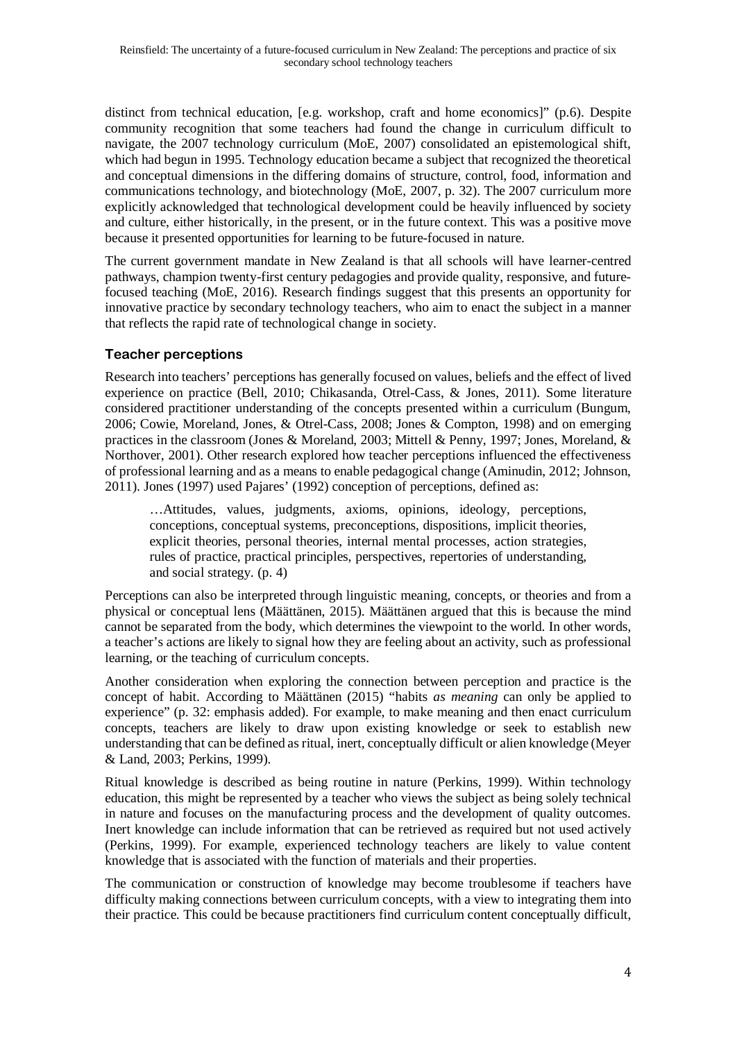distinct from technical education, [e.g. workshop, craft and home economics]" (p.6). Despite community recognition that some teachers had found the change in curriculum difficult to navigate, the 2007 technology curriculum (MoE, 2007) consolidated an epistemological shift, which had begun in 1995. Technology education became a subject that recognized the theoretical and conceptual dimensions in the differing domains of structure, control, food, information and communications technology, and biotechnology (MoE, 2007, p. 32). The 2007 curriculum more explicitly acknowledged that technological development could be heavily influenced by society and culture, either historically, in the present, or in the future context. This was a positive move because it presented opportunities for learning to be future-focused in nature.

The current government mandate in New Zealand is that all schools will have learner-centred pathways, champion twenty-first century pedagogies and provide quality, responsive, and future-focused teaching (MoE, 2016). Research findings suggest that this presents an opportunity for innovative practice by secondary technology teachers, who aim to enact the subject in a manner that reflects the rapid rate of technological change in society.

## Teacher perceptions

Research into teachers' perceptions has generally focused on values, beliefs and the effect of lived experience on practice (Bell, 2010; Chikasanda, Otrel-Cass, & Jones, 2011). Some literature considered practitioner understanding of the concepts presented within a curriculum (Bungum, 2006; Cowie, Moreland, Jones, & Otrel-Cass, 2008; Jones & Compton, 1998) and on emerging practices in the classroom (Jones & Moreland, 2003; Mittell & Penny, 1997; Jones, Moreland, & Northover, 2001). Other research explored how teacher perceptions influenced the effectiveness of professional learning and as a means to enable pedagogical change (Aminudin, 2012; Johnson, 2011). Jones (1997) used Pajares' (1992) conception of perceptions, defined as:

> …Attitudes, values, judgments, axioms, opinions, ideology, perceptions, conceptions, conceptual systems, preconceptions, dispositions, implicit theories, explicit theories, personal theories, internal mental processes, action strategies, rules of practice, practical principles, perspectives, repertories of understanding, and social strategy. (p. 4)

Perceptions can also be interpreted through linguistic meaning, concepts, or theories and from a physical or conceptual lens (Määttänen, 2015). Määttänen argued that this is because the mind cannot be separated from the body, which determines the viewpoint to the world. In other words, a teacher's actions are likely to signal how they are feeling about an activity, such as professional learning, or the teaching of curriculum concepts.

Another consideration when exploring the connection between perception and practice is the concept of habit. According to Määttänen (2015) "habits *as meaning* can only be applied to experience" (p. 32: emphasis added). For example, to make meaning and then enact curriculum concepts, teachers are likely to draw upon existing knowledge or seek to establish new understanding that can be defined as ritual, inert, conceptually difficult or alien knowledge (Meyer & Land, 2003; Perkins, 1999).

Ritual knowledge is described as being routine in nature (Perkins, 1999). Within technology education, this might be represented by a teacher who views the subject as being solely technical in nature and focuses on the manufacturing process and the development of quality outcomes. Inert knowledge can include information that can be retrieved as required but not used actively (Perkins, 1999). For example, experienced technology teachers are likely to value content knowledge that is associated with the function of materials and their properties.

The communication or construction of knowledge may become troublesome if teachers have difficulty making connections between curriculum concepts, with a view to integrating them into their practice. This could be because practitioners find curriculum content conceptually difficult,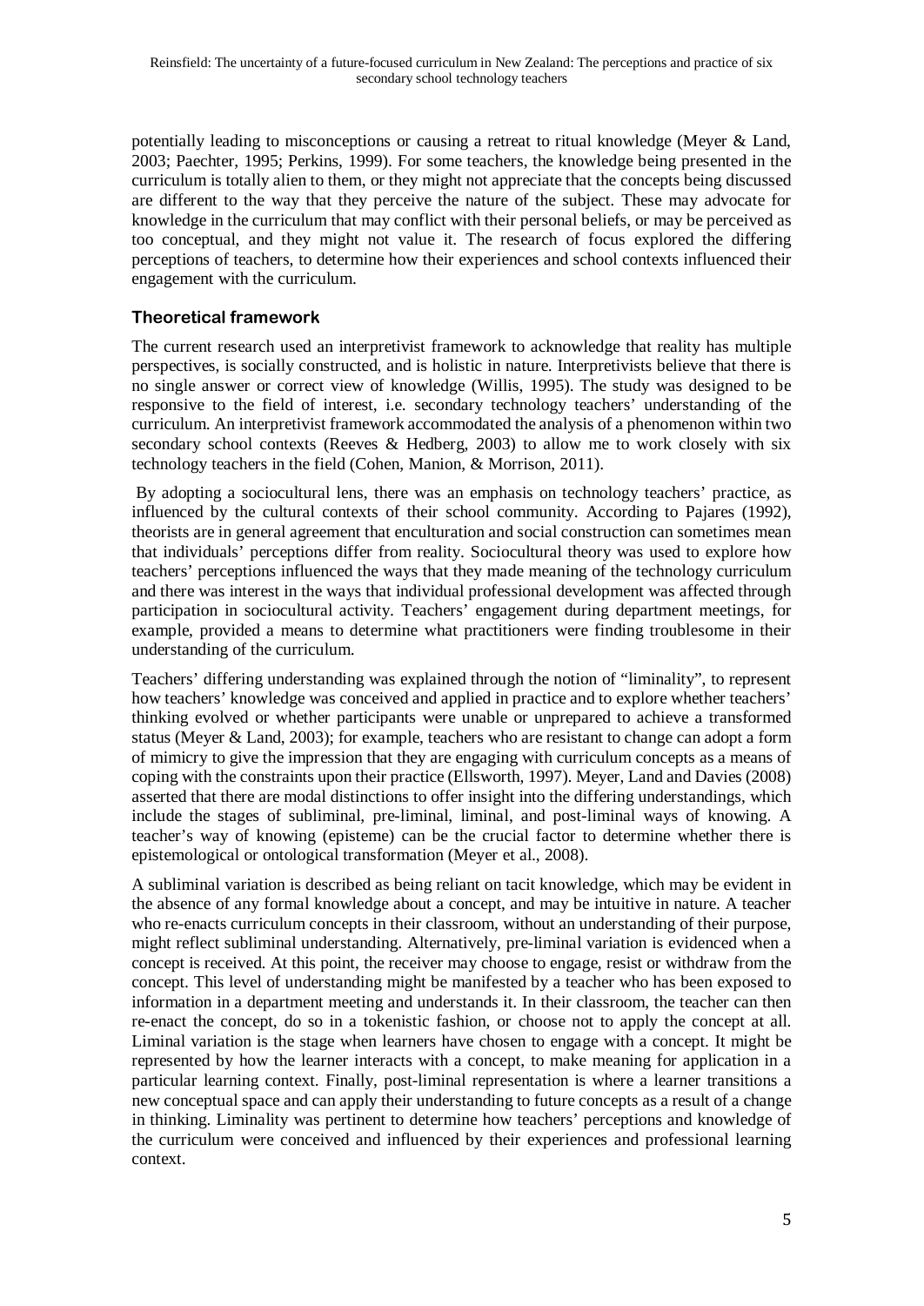potentially leading to misconceptions or causing a retreat to ritual knowledge (Meyer & Land, 2003; Paechter, 1995; Perkins, 1999). For some teachers, the knowledge being presented in the curriculum is totally alien to them, or they might not appreciate that the concepts being discussed are different to the way that they perceive the nature of the subject. These may advocate for knowledge in the curriculum that may conflict with their personal beliefs, or may be perceived as too conceptual, and they might not value it. The research of focus explored the differing perceptions of teachers, to determine how their experiences and school contexts influenced their engagement with the curriculum.

## Theoretical framework

The current research used an interpretivist framework to acknowledge that reality has multiple perspectives, is socially constructed, and is holistic in nature. Interpretivists believe that there is no single answer or correct view of knowledge (Willis, 1995). The study was designed to be responsive to the field of interest, i.e. secondary technology teachers' understanding of the curriculum. An interpretivist framework accommodated the analysis of a phenomenon within two secondary school contexts (Reeves & Hedberg, 2003) to allow me to work closely with six technology teachers in the field (Cohen, Manion, & Morrison, 2011).

By adopting a sociocultural lens, there was an emphasis on technology teachers' practice, as influenced by the cultural contexts of their school community. According to Pajares (1992), theorists are in general agreement that enculturation and social construction can sometimes mean that individuals' perceptions differ from reality. Sociocultural theory was used to explore how teachers' perceptions influenced the ways that they made meaning of the technology curriculum and there was interest in the ways that individual professional development was affected through participation in sociocultural activity. Teachers' engagement during department meetings, for example, provided a means to determine what practitioners were finding troublesome in their understanding of the curriculum.

Teachers' differing understanding was explained through the notion of "liminality", to represent how teachers' knowledge was conceived and applied in practice and to explore whether teachers' thinking evolved or whether participants were unable or unprepared to achieve a transformed status (Meyer & Land, 2003); for example, teachers who are resistant to change can adopt a form of mimicry to give the impression that they are engaging with curriculum concepts as a means of coping with the constraints upon their practice (Ellsworth, 1997). Meyer, Land and Davies (2008) asserted that there are modal distinctions to offer insight into the differing understandings, which include the stages of subliminal, pre-liminal, liminal, and post-liminal ways of knowing. A teacher's way of knowing (episteme) can be the crucial factor to determine whether there is epistemological or ontological transformation (Meyer et al., 2008).

A subliminal variation is described as being reliant on tacit knowledge, which may be evident in the absence of any formal knowledge about a concept, and may be intuitive in nature. A teacher who re-enacts curriculum concepts in their classroom, without an understanding of their purpose, might reflect subliminal understanding. Alternatively, pre-liminal variation is evidenced when a concept is received. At this point, the receiver may choose to engage, resist or withdraw from the concept. This level of understanding might be manifested by a teacher who has been exposed to information in a department meeting and understands it. In their classroom, the teacher can then re-enact the concept, do so in a tokenistic fashion, or choose not to apply the concept at all. Liminal variation is the stage when learners have chosen to engage with a concept. It might be represented by how the learner interacts with a concept, to make meaning for application in a particular learning context. Finally, post-liminal representation is where a learner transitions a new conceptual space and can apply their understanding to future concepts as a result of a change in thinking. Liminality was pertinent to determine how teachers' perceptions and knowledge of the curriculum were conceived and influenced by their experiences and professional learning context.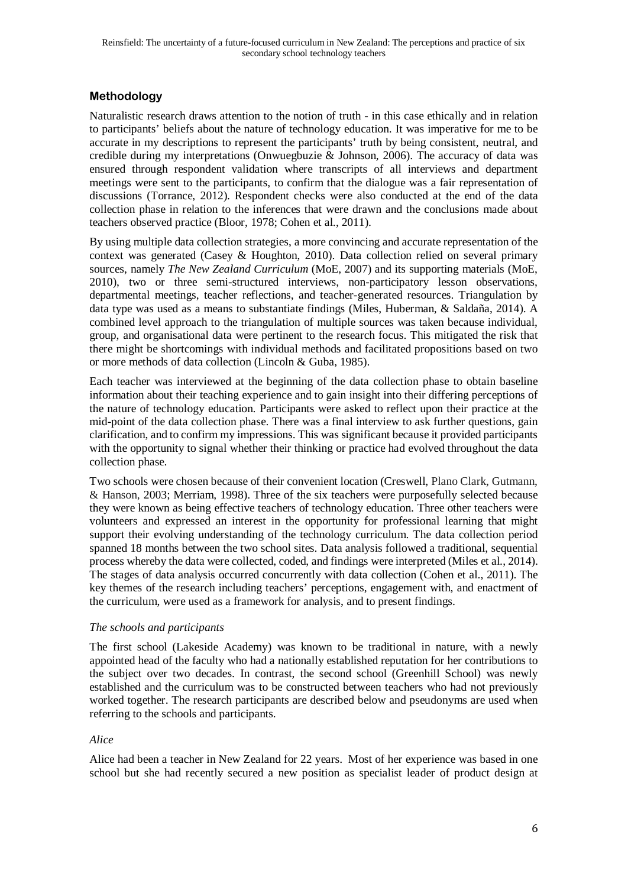## Methodology

Naturalistic research draws attention to the notion of truth - in this case ethically and in relation to participants' beliefs about the nature of technology education. It was imperative for me to be accurate in my descriptions to represent the participants' truth by being consistent, neutral, and credible during my interpretations (Onwuegbuzie & Johnson, 2006). The accuracy of data was ensured through respondent validation where transcripts of all interviews and department meetings were sent to the participants, to confirm that the dialogue was a fair representation of discussions (Torrance, 2012). Respondent checks were also conducted at the end of the data collection phase in relation to the inferences that were drawn and the conclusions made about teachers observed practice (Bloor, 1978; Cohen et al., 2011).

By using multiple data collection strategies, a more convincing and accurate representation of the context was generated (Casey & Houghton, 2010). Data collection relied on several primary sources, namely *The New Zealand Curriculum* (MoE, 2007) and its supporting materials (MoE, 2010), two or three semi-structured interviews, non-participatory lesson observations, departmental meetings, teacher reflections, and teacher-generated resources. Triangulation by data type was used as a means to substantiate findings (Miles, Huberman, & Saldaña, 2014). A combined level approach to the triangulation of multiple sources was taken because individual, group, and organisational data were pertinent to the research focus. This mitigated the risk that there might be shortcomings with individual methods and facilitated propositions based on two or more methods of data collection (Lincoln & Guba, 1985).

Each teacher was interviewed at the beginning of the data collection phase to obtain baseline information about their teaching experience and to gain insight into their differing perceptions of the nature of technology education. Participants were asked to reflect upon their practice at the mid-point of the data collection phase. There was a final interview to ask further questions, gain clarification, and to confirm my impressions. This was significant because it provided participants with the opportunity to signal whether their thinking or practice had evolved throughout the data collection phase.

Two schools were chosen because of their convenient location (Creswell, Plano Clark, Gutmann, & Hanson, 2003; Merriam, 1998). Three of the six teachers were purposefully selected because they were known as being effective teachers of technology education. Three other teachers were volunteers and expressed an interest in the opportunity for professional learning that might support their evolving understanding of the technology curriculum. The data collection period spanned 18 months between the two school sites. Data analysis followed a traditional, sequential process whereby the data were collected, coded, and findings were interpreted (Miles et al., 2014). The stages of data analysis occurred concurrently with data collection (Cohen et al., 2011). The key themes of the research including teachers' perceptions, engagement with, and enactment of the curriculum, were used as a framework for analysis, and to present findings.

### *The schools and participants*

The first school (Lakeside Academy) was known to be traditional in nature, with a newly appointed head of the faculty who had a nationally established reputation for her contributions to the subject over two decades. In contrast, the second school (Greenhill School) was newly established and the curriculum was to be constructed between teachers who had not previously worked together. The research participants are described below and pseudonyms are used when referring to the schools and participants.

#### *Alice*

Alice had been a teacher in New Zealand for 22 years. Most of her experience was based in one school but she had recently secured a new position as specialist leader of product design at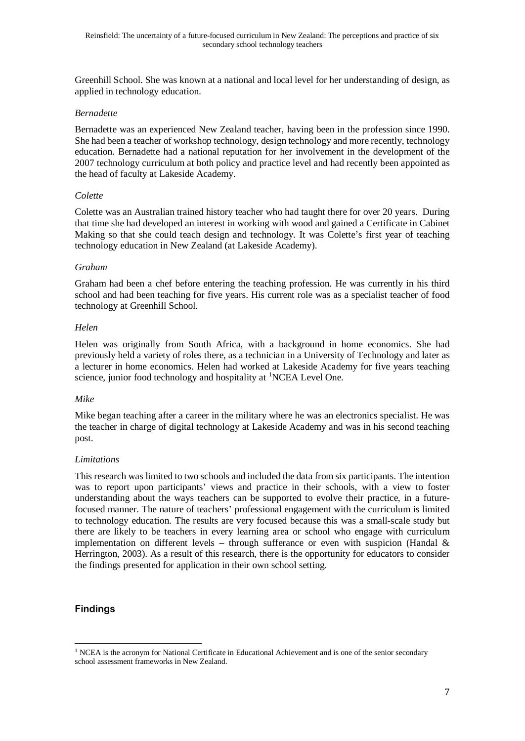Greenhill School. She was known at a national and local level for her understanding of design, as applied in technology education.

*Bernadette*

Bernadette was an experienced New Zealand teacher, having been in the profession since 1990. She had been a teacher of workshop technology, design technology and more recently, technology education. Bernadette had a national reputation for her involvement in the development of the 2007 technology curriculum at both policy and practice level and had recently been appointed as the head of faculty at Lakeside Academy.

*Colette*

Colette was an Australian trained history teacher who had taught there for over 20 years. During that time she had developed an interest in working with wood and gained a Certificate in Cabinet Making so that she could teach design and technology. It was Colette's first year of teaching technology education in New Zealand (at Lakeside Academy).

*Graham*

Graham had been a chef before entering the teaching profession. He was currently in his third school and had been teaching for five years. His current role was as a specialist teacher of food technology at Greenhill School.

*Helen*

Helen was originally from South Africa, with a background in home economics. She had previously held a variety of roles there, as a technician in a University of Technology and later as a lecturer in home economics. Helen had worked at Lakeside Academy for five years teaching science, junior food technology and hospitality at [1]NCEA Level One.

*Mike*

Mike began teaching after a career in the military where he was an electronics specialist. He was the teacher in charge of digital technology at Lakeside Academy and was in his second teaching post.

*Limitations*

This research was limited to two schools and included the data from six participants. The intention was to report upon participants' views and practice in their schools, with a view to foster understanding about the ways teachers can be supported to evolve their practice, in a future-focused manner. The nature of teachers' professional engagement with the curriculum is limited to technology education. The results are very focused because this was a small-scale study but there are likely to be teachers in every learning area or school who engage with curriculum implementation on different levels – through sufferance or even with suspicion (Handal & Herrington, 2003). As a result of this research, there is the opportunity for educators to consider the findings presented for application in their own school setting.

## Findings

[1] NCEA is the acronym for National Certificate in Educational Achievement and is one of the senior secondary school assessment frameworks in New Zealand.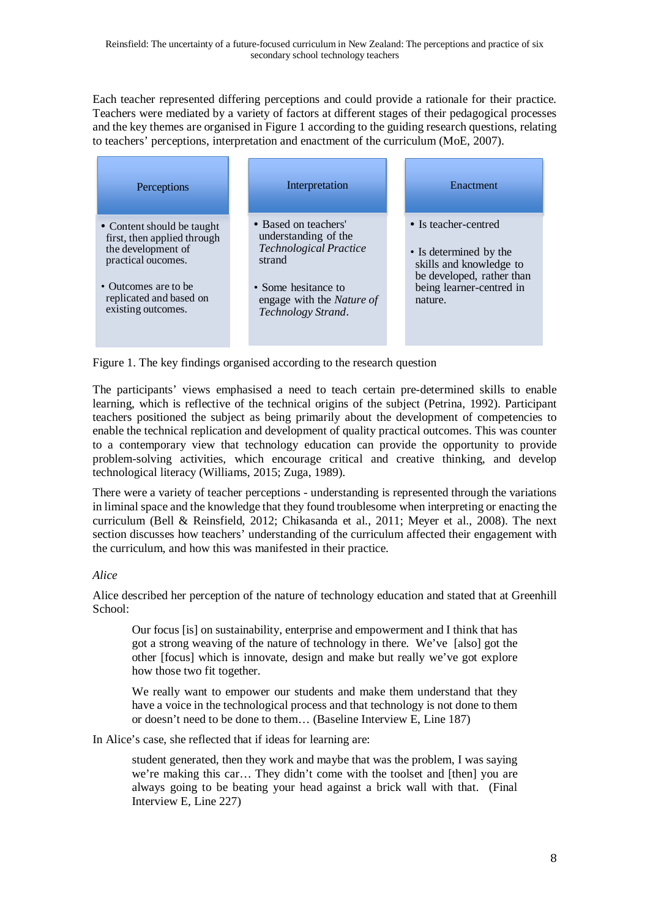Each teacher represented differing perceptions and could provide a rationale for their practice. Teachers were mediated by a variety of factors at different stages of their pedagogical processes and the key themes are organised in Figure 1 according to the guiding research questions, relating to teachers' perceptions, interpretation and enactment of the curriculum (MoE, 2007).

| Perceptions | Interpretation | Enactment |
| --- | --- | --- |
| • Content should be taught first, then applied through the development of practical oucomes.<br><br>• Outcomes are to be replicated and based on existing outcomes. | • Based on teachers' understanding of the *Technological Practice* strand<br><br>• Some hesitance to engage with the *Nature of Technology Strand*. | • Is teacher-centred<br><br>• Is determined by the skills and knowledge to be developed, rather than being learner-centred in nature. |

Figure 1. The key findings organised according to the research question

The participants' views emphasised a need to teach certain pre-determined skills to enable learning, which is reflective of the technical origins of the subject (Petrina, 1992). Participant teachers positioned the subject as being primarily about the development of competencies to enable the technical replication and development of quality practical outcomes. This was counter to a contemporary view that technology education can provide the opportunity to provide problem-solving activities, which encourage critical and creative thinking, and develop technological literacy (Williams, 2015; Zuga, 1989).

There were a variety of teacher perceptions - understanding is represented through the variations in liminal space and the knowledge that they found troublesome when interpreting or enacting the curriculum (Bell & Reinsfield, 2012; Chikasanda et al., 2011; Meyer et al., 2008). The next section discusses how teachers' understanding of the curriculum affected their engagement with the curriculum, and how this was manifested in their practice.

*Alice*

Alice described her perception of the nature of technology education and stated that at Greenhill School:

> Our focus [is] on sustainability, enterprise and empowerment and I think that has got a strong weaving of the nature of technology in there. We've [also] got the other [focus] which is innovate, design and make but really we've got explore how those two fit together.
>
> We really want to empower our students and make them understand that they have a voice in the technological process and that technology is not done to them or doesn't need to be done to them… (Baseline Interview E, Line 187)

In Alice's case, she reflected that if ideas for learning are:

> student generated, then they work and maybe that was the problem, I was saying we're making this car… They didn't come with the toolset and [then] you are always going to be beating your head against a brick wall with that. (Final Interview E, Line 227)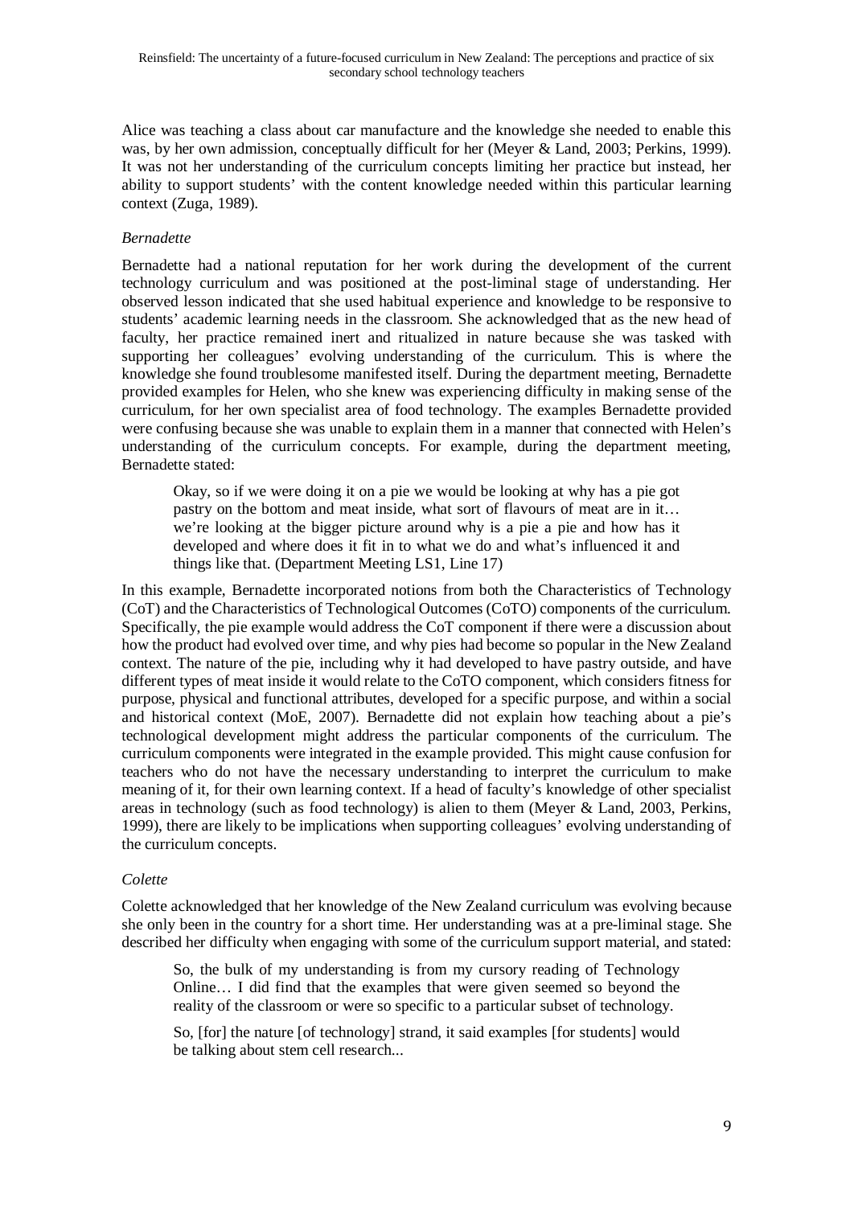Alice was teaching a class about car manufacture and the knowledge she needed to enable this was, by her own admission, conceptually difficult for her (Meyer & Land, 2003; Perkins, 1999). It was not her understanding of the curriculum concepts limiting her practice but instead, her ability to support students' with the content knowledge needed within this particular learning context (Zuga, 1989).

*Bernadette*

Bernadette had a national reputation for her work during the development of the current technology curriculum and was positioned at the post-liminal stage of understanding. Her observed lesson indicated that she used habitual experience and knowledge to be responsive to students' academic learning needs in the classroom. She acknowledged that as the new head of faculty, her practice remained inert and ritualized in nature because she was tasked with supporting her colleagues' evolving understanding of the curriculum. This is where the knowledge she found troublesome manifested itself. During the department meeting, Bernadette provided examples for Helen, who she knew was experiencing difficulty in making sense of the curriculum, for her own specialist area of food technology. The examples Bernadette provided were confusing because she was unable to explain them in a manner that connected with Helen's understanding of the curriculum concepts. For example, during the department meeting, Bernadette stated:

> Okay, so if we were doing it on a pie we would be looking at why has a pie got pastry on the bottom and meat inside, what sort of flavours of meat are in it… we're looking at the bigger picture around why is a pie a pie and how has it developed and where does it fit in to what we do and what's influenced it and things like that. (Department Meeting LS1, Line 17)

In this example, Bernadette incorporated notions from both the Characteristics of Technology (CoT) and the Characteristics of Technological Outcomes (CoTO) components of the curriculum. Specifically, the pie example would address the CoT component if there were a discussion about how the product had evolved over time, and why pies had become so popular in the New Zealand context. The nature of the pie, including why it had developed to have pastry outside, and have different types of meat inside it would relate to the CoTO component, which considers fitness for purpose, physical and functional attributes, developed for a specific purpose, and within a social and historical context (MoE, 2007). Bernadette did not explain how teaching about a pie's technological development might address the particular components of the curriculum. The curriculum components were integrated in the example provided. This might cause confusion for teachers who do not have the necessary understanding to interpret the curriculum to make meaning of it, for their own learning context. If a head of faculty's knowledge of other specialist areas in technology (such as food technology) is alien to them (Meyer & Land, 2003, Perkins, 1999), there are likely to be implications when supporting colleagues' evolving understanding of the curriculum concepts.

*Colette*

Colette acknowledged that her knowledge of the New Zealand curriculum was evolving because she only been in the country for a short time. Her understanding was at a pre-liminal stage. She described her difficulty when engaging with some of the curriculum support material, and stated:

> So, the bulk of my understanding is from my cursory reading of Technology Online… I did find that the examples that were given seemed so beyond the reality of the classroom or were so specific to a particular subset of technology.
>
> So, [for] the nature [of technology] strand, it said examples [for students] would be talking about stem cell research...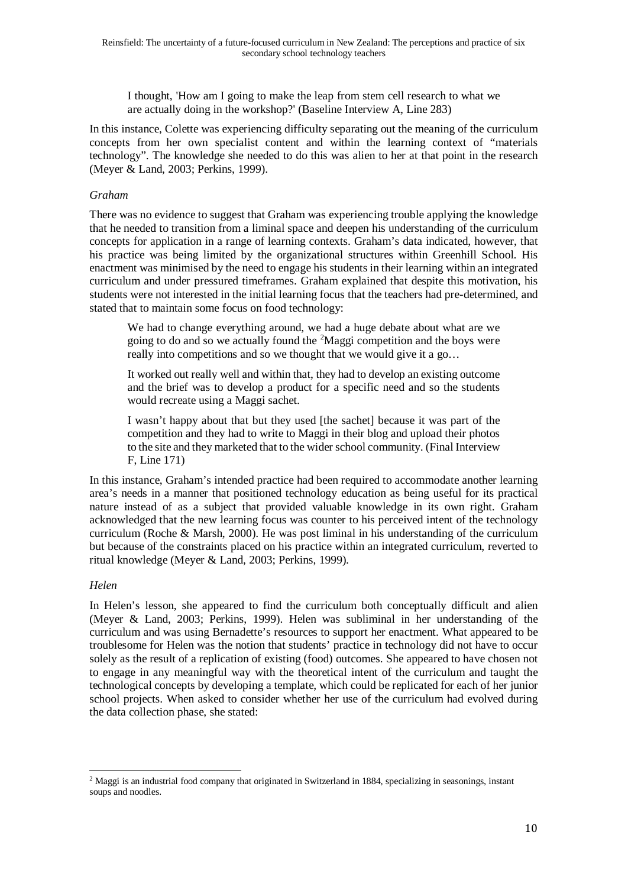I thought, 'How am I going to make the leap from stem cell research to what we are actually doing in the workshop?' (Baseline Interview A, Line 283)

In this instance, Colette was experiencing difficulty separating out the meaning of the curriculum concepts from her own specialist content and within the learning context of "materials technology". The knowledge she needed to do this was alien to her at that point in the research (Meyer & Land, 2003; Perkins, 1999).

*Graham*

There was no evidence to suggest that Graham was experiencing trouble applying the knowledge that he needed to transition from a liminal space and deepen his understanding of the curriculum concepts for application in a range of learning contexts. Graham's data indicated, however, that his practice was being limited by the organizational structures within Greenhill School. His enactment was minimised by the need to engage his students in their learning within an integrated curriculum and under pressured timeframes. Graham explained that despite this motivation, his students were not interested in the initial learning focus that the teachers had pre-determined, and stated that to maintain some focus on food technology:

> We had to change everything around, we had a huge debate about what are we going to do and so we actually found the [2]Maggi competition and the boys were really into competitions and so we thought that we would give it a go…
>
> It worked out really well and within that, they had to develop an existing outcome and the brief was to develop a product for a specific need and so the students would recreate using a Maggi sachet.
>
> I wasn't happy about that but they used [the sachet] because it was part of the competition and they had to write to Maggi in their blog and upload their photos to the site and they marketed that to the wider school community. (Final Interview F, Line 171)

In this instance, Graham's intended practice had been required to accommodate another learning area's needs in a manner that positioned technology education as being useful for its practical nature instead of as a subject that provided valuable knowledge in its own right. Graham acknowledged that the new learning focus was counter to his perceived intent of the technology curriculum (Roche & Marsh, 2000). He was post liminal in his understanding of the curriculum but because of the constraints placed on his practice within an integrated curriculum, reverted to ritual knowledge (Meyer & Land, 2003; Perkins, 1999).

*Helen*

In Helen's lesson, she appeared to find the curriculum both conceptually difficult and alien (Meyer & Land, 2003; Perkins, 1999). Helen was subliminal in her understanding of the curriculum and was using Bernadette's resources to support her enactment. What appeared to be troublesome for Helen was the notion that students' practice in technology did not have to occur solely as the result of a replication of existing (food) outcomes. She appeared to have chosen not to engage in any meaningful way with the theoretical intent of the curriculum and taught the technological concepts by developing a template, which could be replicated for each of her junior school projects. When asked to consider whether her use of the curriculum had evolved during the data collection phase, she stated:

---

[2] Maggi is an industrial food company that originated in Switzerland in 1884, specializing in seasonings, instant soups and noodles.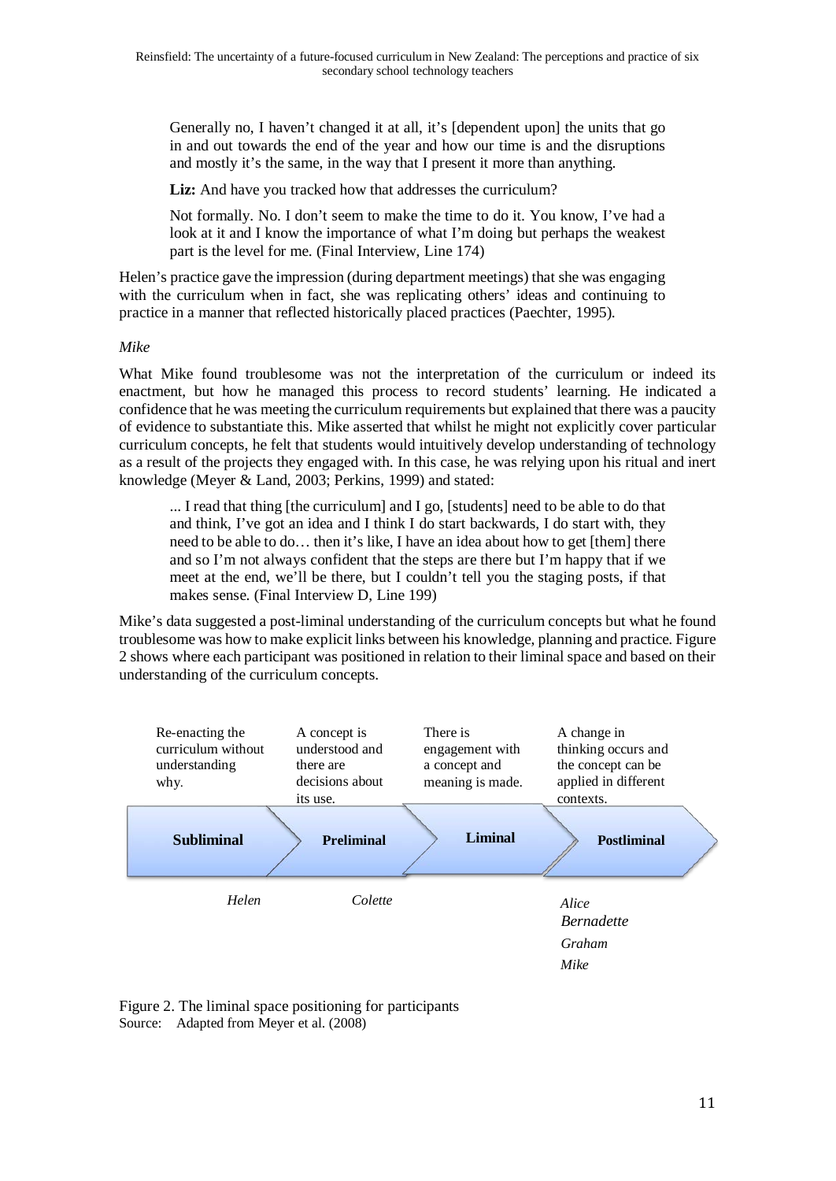> Generally no, I haven't changed it at all, it's [dependent upon] the units that go in and out towards the end of the year and how our time is and the disruptions and mostly it's the same, in the way that I present it more than anything.
>
> **Liz:** And have you tracked how that addresses the curriculum?
>
> Not formally. No. I don't seem to make the time to do it. You know, I've had a look at it and I know the importance of what I'm doing but perhaps the weakest part is the level for me. (Final Interview, Line 174)

Helen's practice gave the impression (during department meetings) that she was engaging with the curriculum when in fact, she was replicating others' ideas and continuing to practice in a manner that reflected historically placed practices (Paechter, 1995).

*Mike*

What Mike found troublesome was not the interpretation of the curriculum or indeed its enactment, but how he managed this process to record students' learning. He indicated a confidence that he was meeting the curriculum requirements but explained that there was a paucity of evidence to substantiate this. Mike asserted that whilst he might not explicitly cover particular curriculum concepts, he felt that students would intuitively develop understanding of technology as a result of the projects they engaged with. In this case, he was relying upon his ritual and inert knowledge (Meyer & Land, 2003; Perkins, 1999) and stated:

> ... I read that thing [the curriculum] and I go, [students] need to be able to do that and think, I've got an idea and I think I do start backwards, I do start with, they need to be able to do… then it's like, I have an idea about how to get [them] there and so I'm not always confident that the steps are there but I'm happy that if we meet at the end, we'll be there, but I couldn't tell you the staging posts, if that makes sense. (Final Interview D, Line 199)

Mike's data suggested a post-liminal understanding of the curriculum concepts but what he found troublesome was how to make explicit links between his knowledge, planning and practice. Figure 2 shows where each participant was positioned in relation to their liminal space and based on their understanding of the curriculum concepts.

| Subliminal | Preliminal | Liminal | Postliminal |
|---|---|---|---|
| Re-enacting the curriculum without understanding why. | A concept is understood and there are decisions about its use. | There is engagement with a concept and meaning is made. | A change in thinking occurs and the concept can be applied in different contexts. |
| *Helen* | *Colette* | | *Alice*, *Bernadette*, *Graham*, *Mike* |

Figure 2. The liminal space positioning for participants
Source: Adapted from Meyer et al. (2008)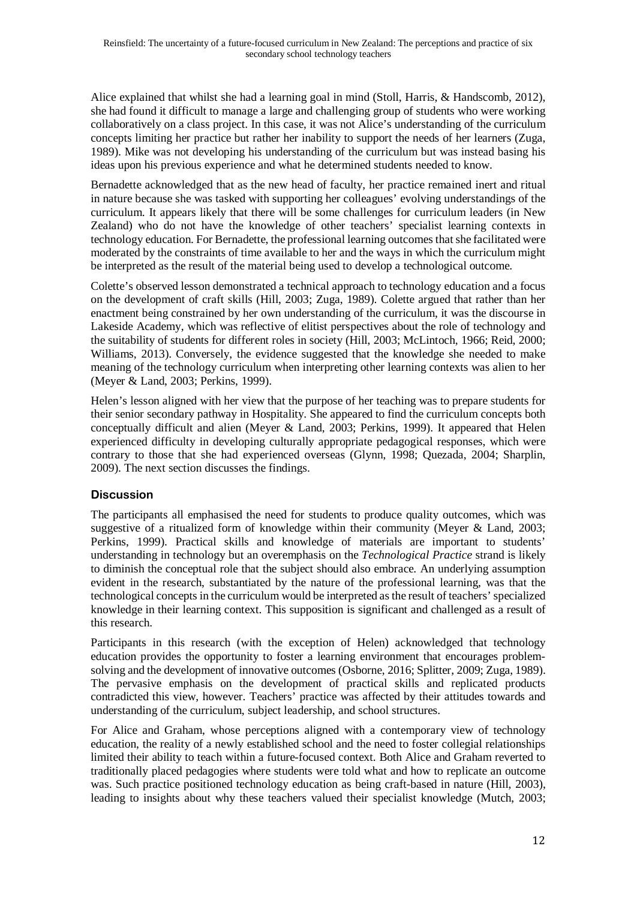Alice explained that whilst she had a learning goal in mind (Stoll, Harris, & Handscomb, 2012), she had found it difficult to manage a large and challenging group of students who were working collaboratively on a class project. In this case, it was not Alice's understanding of the curriculum concepts limiting her practice but rather her inability to support the needs of her learners (Zuga, 1989). Mike was not developing his understanding of the curriculum but was instead basing his ideas upon his previous experience and what he determined students needed to know.

Bernadette acknowledged that as the new head of faculty, her practice remained inert and ritual in nature because she was tasked with supporting her colleagues' evolving understandings of the curriculum. It appears likely that there will be some challenges for curriculum leaders (in New Zealand) who do not have the knowledge of other teachers' specialist learning contexts in technology education. For Bernadette, the professional learning outcomes that she facilitated were moderated by the constraints of time available to her and the ways in which the curriculum might be interpreted as the result of the material being used to develop a technological outcome.

Colette's observed lesson demonstrated a technical approach to technology education and a focus on the development of craft skills (Hill, 2003; Zuga, 1989). Colette argued that rather than her enactment being constrained by her own understanding of the curriculum, it was the discourse in Lakeside Academy, which was reflective of elitist perspectives about the role of technology and the suitability of students for different roles in society (Hill, 2003; McLintoch, 1966; Reid, 2000; Williams, 2013). Conversely, the evidence suggested that the knowledge she needed to make meaning of the technology curriculum when interpreting other learning contexts was alien to her (Meyer & Land, 2003; Perkins, 1999).

Helen's lesson aligned with her view that the purpose of her teaching was to prepare students for their senior secondary pathway in Hospitality. She appeared to find the curriculum concepts both conceptually difficult and alien (Meyer & Land, 2003; Perkins, 1999). It appeared that Helen experienced difficulty in developing culturally appropriate pedagogical responses, which were contrary to those that she had experienced overseas (Glynn, 1998; Quezada, 2004; Sharplin, 2009). The next section discusses the findings.

## Discussion

The participants all emphasised the need for students to produce quality outcomes, which was suggestive of a ritualized form of knowledge within their community (Meyer & Land, 2003; Perkins, 1999). Practical skills and knowledge of materials are important to students' understanding in technology but an overemphasis on the *Technological Practice* strand is likely to diminish the conceptual role that the subject should also embrace. An underlying assumption evident in the research, substantiated by the nature of the professional learning, was that the technological concepts in the curriculum would be interpreted as the result of teachers' specialized knowledge in their learning context. This supposition is significant and challenged as a result of this research.

Participants in this research (with the exception of Helen) acknowledged that technology education provides the opportunity to foster a learning environment that encourages problem-solving and the development of innovative outcomes (Osborne, 2016; Splitter, 2009; Zuga, 1989). The pervasive emphasis on the development of practical skills and replicated products contradicted this view, however. Teachers' practice was affected by their attitudes towards and understanding of the curriculum, subject leadership, and school structures.

For Alice and Graham, whose perceptions aligned with a contemporary view of technology education, the reality of a newly established school and the need to foster collegial relationships limited their ability to teach within a future-focused context. Both Alice and Graham reverted to traditionally placed pedagogies where students were told what and how to replicate an outcome was. Such practice positioned technology education as being craft-based in nature (Hill, 2003), leading to insights about why these teachers valued their specialist knowledge (Mutch, 2003;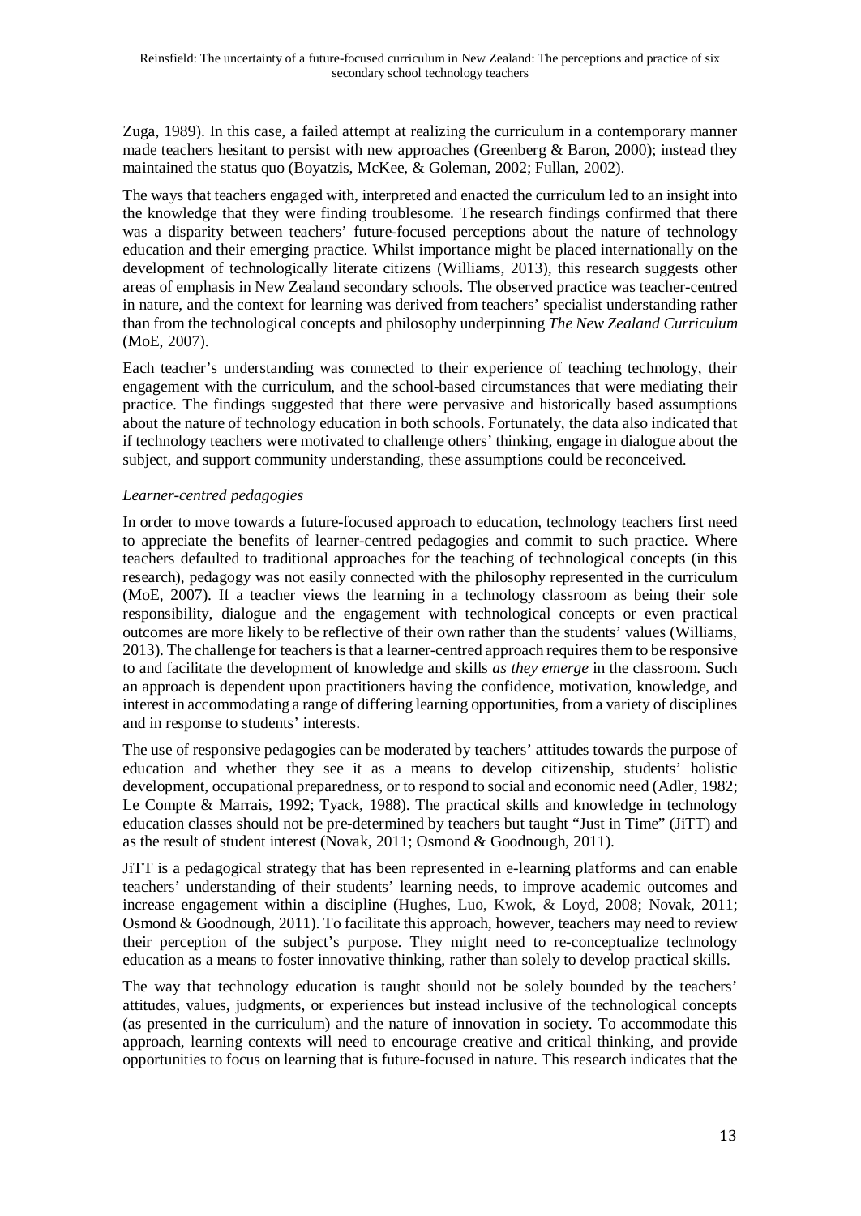Zuga, 1989). In this case, a failed attempt at realizing the curriculum in a contemporary manner made teachers hesitant to persist with new approaches (Greenberg & Baron, 2000); instead they maintained the status quo (Boyatzis, McKee, & Goleman, 2002; Fullan, 2002).

The ways that teachers engaged with, interpreted and enacted the curriculum led to an insight into the knowledge that they were finding troublesome. The research findings confirmed that there was a disparity between teachers' future-focused perceptions about the nature of technology education and their emerging practice. Whilst importance might be placed internationally on the development of technologically literate citizens (Williams, 2013), this research suggests other areas of emphasis in New Zealand secondary schools. The observed practice was teacher-centred in nature, and the context for learning was derived from teachers' specialist understanding rather than from the technological concepts and philosophy underpinning *The New Zealand Curriculum* (MoE, 2007).

Each teacher's understanding was connected to their experience of teaching technology, their engagement with the curriculum, and the school-based circumstances that were mediating their practice. The findings suggested that there were pervasive and historically based assumptions about the nature of technology education in both schools. Fortunately, the data also indicated that if technology teachers were motivated to challenge others' thinking, engage in dialogue about the subject, and support community understanding, these assumptions could be reconceived.

*Learner-centred pedagogies*

In order to move towards a future-focused approach to education, technology teachers first need to appreciate the benefits of learner-centred pedagogies and commit to such practice. Where teachers defaulted to traditional approaches for the teaching of technological concepts (in this research), pedagogy was not easily connected with the philosophy represented in the curriculum (MoE, 2007). If a teacher views the learning in a technology classroom as being their sole responsibility, dialogue and the engagement with technological concepts or even practical outcomes are more likely to be reflective of their own rather than the students' values (Williams, 2013). The challenge for teachers is that a learner-centred approach requires them to be responsive to and facilitate the development of knowledge and skills *as they emerge* in the classroom. Such an approach is dependent upon practitioners having the confidence, motivation, knowledge, and interest in accommodating a range of differing learning opportunities, from a variety of disciplines and in response to students' interests.

The use of responsive pedagogies can be moderated by teachers' attitudes towards the purpose of education and whether they see it as a means to develop citizenship, students' holistic development, occupational preparedness, or to respond to social and economic need (Adler, 1982; Le Compte & Marrais, 1992; Tyack, 1988). The practical skills and knowledge in technology education classes should not be pre-determined by teachers but taught "Just in Time" (JiTT) and as the result of student interest (Novak, 2011; Osmond & Goodnough, 2011).

JiTT is a pedagogical strategy that has been represented in e-learning platforms and can enable teachers' understanding of their students' learning needs, to improve academic outcomes and increase engagement within a discipline (Hughes, Luo, Kwok, & Loyd, 2008; Novak, 2011; Osmond & Goodnough, 2011). To facilitate this approach, however, teachers may need to review their perception of the subject's purpose. They might need to re-conceptualize technology education as a means to foster innovative thinking, rather than solely to develop practical skills.

The way that technology education is taught should not be solely bounded by the teachers' attitudes, values, judgments, or experiences but instead inclusive of the technological concepts (as presented in the curriculum) and the nature of innovation in society. To accommodate this approach, learning contexts will need to encourage creative and critical thinking, and provide opportunities to focus on learning that is future-focused in nature. This research indicates that the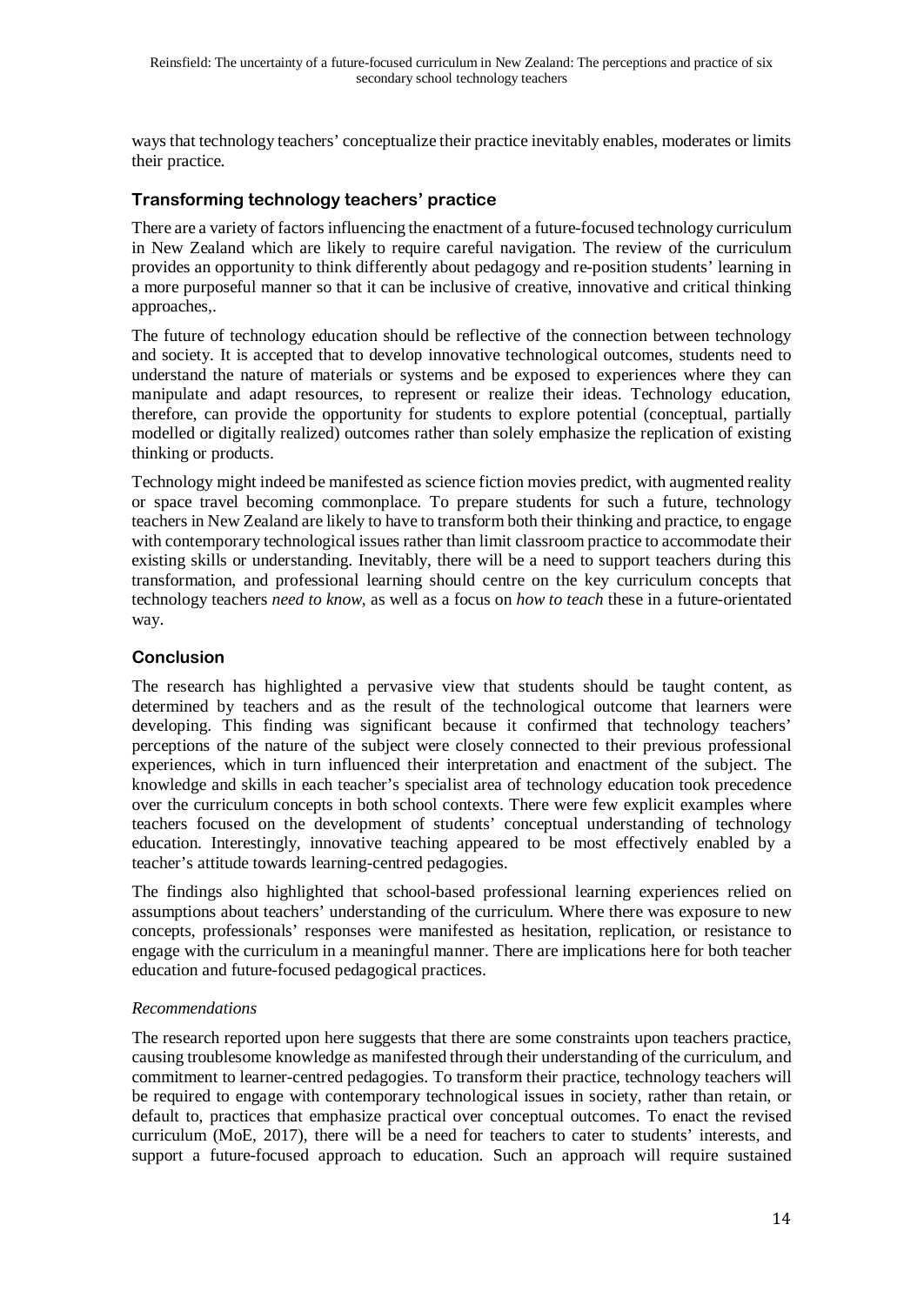ways that technology teachers' conceptualize their practice inevitably enables, moderates or limits their practice.

## Transforming technology teachers' practice

There are a variety of factors influencing the enactment of a future-focused technology curriculum in New Zealand which are likely to require careful navigation. The review of the curriculum provides an opportunity to think differently about pedagogy and re-position students' learning in a more purposeful manner so that it can be inclusive of creative, innovative and critical thinking approaches,.

The future of technology education should be reflective of the connection between technology and society. It is accepted that to develop innovative technological outcomes, students need to understand the nature of materials or systems and be exposed to experiences where they can manipulate and adapt resources, to represent or realize their ideas. Technology education, therefore, can provide the opportunity for students to explore potential (conceptual, partially modelled or digitally realized) outcomes rather than solely emphasize the replication of existing thinking or products.

Technology might indeed be manifested as science fiction movies predict, with augmented reality or space travel becoming commonplace. To prepare students for such a future, technology teachers in New Zealand are likely to have to transform both their thinking and practice, to engage with contemporary technological issues rather than limit classroom practice to accommodate their existing skills or understanding. Inevitably, there will be a need to support teachers during this transformation, and professional learning should centre on the key curriculum concepts that technology teachers *need to know*, as well as a focus on *how to teach* these in a future-orientated way.

## Conclusion

The research has highlighted a pervasive view that students should be taught content, as determined by teachers and as the result of the technological outcome that learners were developing. This finding was significant because it confirmed that technology teachers' perceptions of the nature of the subject were closely connected to their previous professional experiences, which in turn influenced their interpretation and enactment of the subject. The knowledge and skills in each teacher's specialist area of technology education took precedence over the curriculum concepts in both school contexts. There were few explicit examples where teachers focused on the development of students' conceptual understanding of technology education. Interestingly, innovative teaching appeared to be most effectively enabled by a teacher's attitude towards learning-centred pedagogies.

The findings also highlighted that school-based professional learning experiences relied on assumptions about teachers' understanding of the curriculum. Where there was exposure to new concepts, professionals' responses were manifested as hesitation, replication, or resistance to engage with the curriculum in a meaningful manner. There are implications here for both teacher education and future-focused pedagogical practices.

### *Recommendations*

The research reported upon here suggests that there are some constraints upon teachers practice, causing troublesome knowledge as manifested through their understanding of the curriculum, and commitment to learner-centred pedagogies. To transform their practice, technology teachers will be required to engage with contemporary technological issues in society, rather than retain, or default to, practices that emphasize practical over conceptual outcomes. To enact the revised curriculum (MoE, 2017), there will be a need for teachers to cater to students' interests, and support a future-focused approach to education. Such an approach will require sustained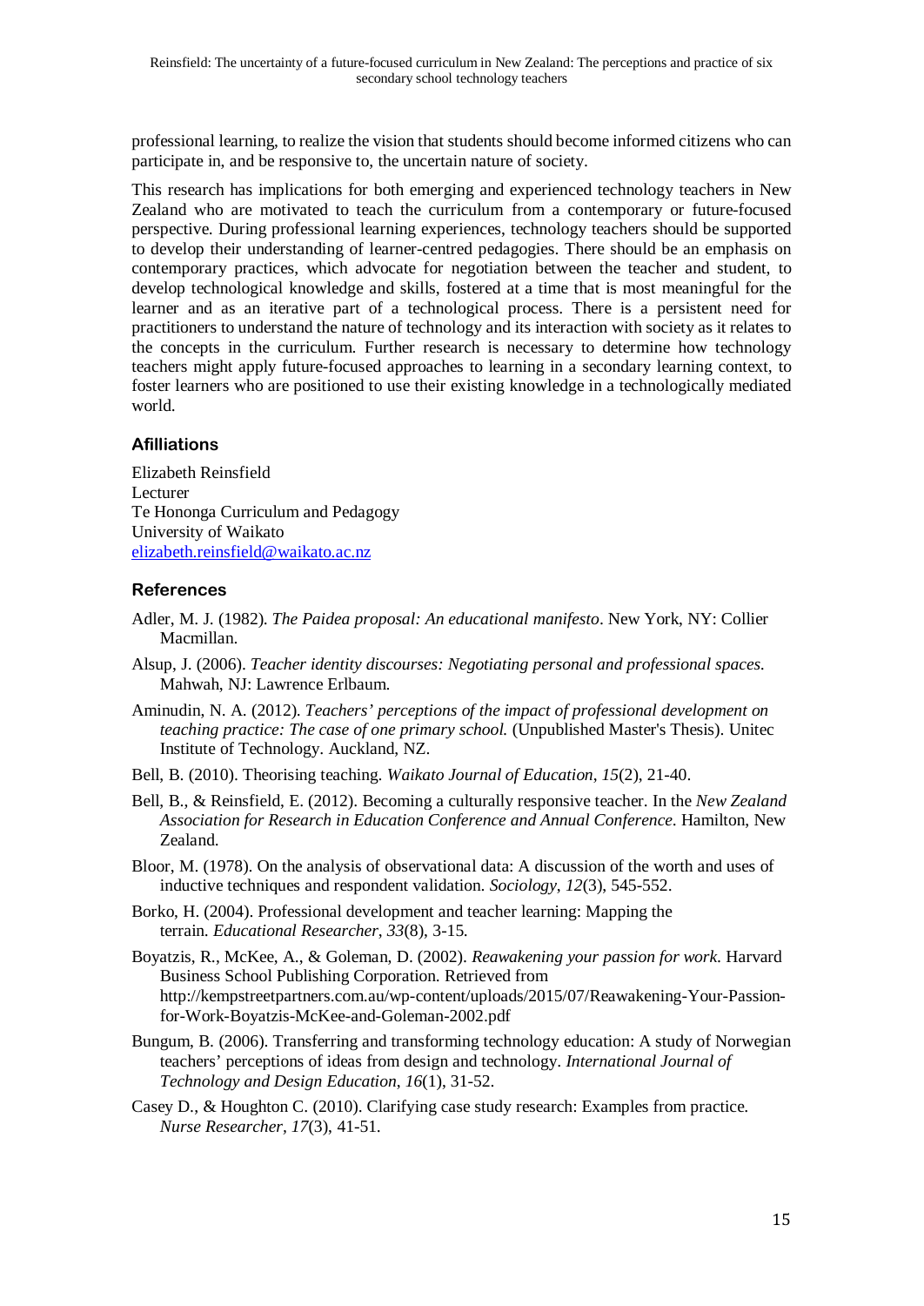professional learning, to realize the vision that students should become informed citizens who can participate in, and be responsive to, the uncertain nature of society.

This research has implications for both emerging and experienced technology teachers in New Zealand who are motivated to teach the curriculum from a contemporary or future-focused perspective. During professional learning experiences, technology teachers should be supported to develop their understanding of learner-centred pedagogies. There should be an emphasis on contemporary practices, which advocate for negotiation between the teacher and student, to develop technological knowledge and skills, fostered at a time that is most meaningful for the learner and as an iterative part of a technological process. There is a persistent need for practitioners to understand the nature of technology and its interaction with society as it relates to the concepts in the curriculum. Further research is necessary to determine how technology teachers might apply future-focused approaches to learning in a secondary learning context, to foster learners who are positioned to use their existing knowledge in a technologically mediated world.

## Afilliations

Elizabeth Reinsfield
Lecturer
Te Hononga Curriculum and Pedagogy
University of Waikato
elizabeth.reinsfield@waikato.ac.nz

## References

Adler, M. J. (1982). *The Paidea proposal: An educational manifesto*. New York, NY: Collier Macmillan.

Alsup, J. (2006). *Teacher identity discourses: Negotiating personal and professional spaces.* Mahwah, NJ: Lawrence Erlbaum.

Aminudin, N. A. (2012). *Teachers' perceptions of the impact of professional development on teaching practice: The case of one primary school.* (Unpublished Master's Thesis). Unitec Institute of Technology. Auckland, NZ.

Bell, B. (2010). Theorising teaching. *Waikato Journal of Education*, *15*(2), 21-40.

Bell, B., & Reinsfield, E. (2012). Becoming a culturally responsive teacher. In the *New Zealand Association for Research in Education Conference and Annual Conference.* Hamilton, New Zealand.

Bloor, M. (1978). On the analysis of observational data: A discussion of the worth and uses of inductive techniques and respondent validation. *Sociology*, *12*(3), 545-552.

Borko, H. (2004). Professional development and teacher learning: Mapping the terrain. *Educational Researcher*, *33*(8), 3-15.

Boyatzis, R., McKee, A., & Goleman, D. (2002). *Reawakening your passion for work.* Harvard Business School Publishing Corporation. Retrieved from http://kempstreetpartners.com.au/wp-content/uploads/2015/07/Reawakening-Your-Passion-for-Work-Boyatzis-McKee-and-Goleman-2002.pdf

Bungum, B. (2006). Transferring and transforming technology education: A study of Norwegian teachers' perceptions of ideas from design and technology. *International Journal of Technology and Design Education*, *16*(1), 31-52.

Casey D., & Houghton C. (2010). Clarifying case study research: Examples from practice. *Nurse Researcher*, *17*(3), 41-51.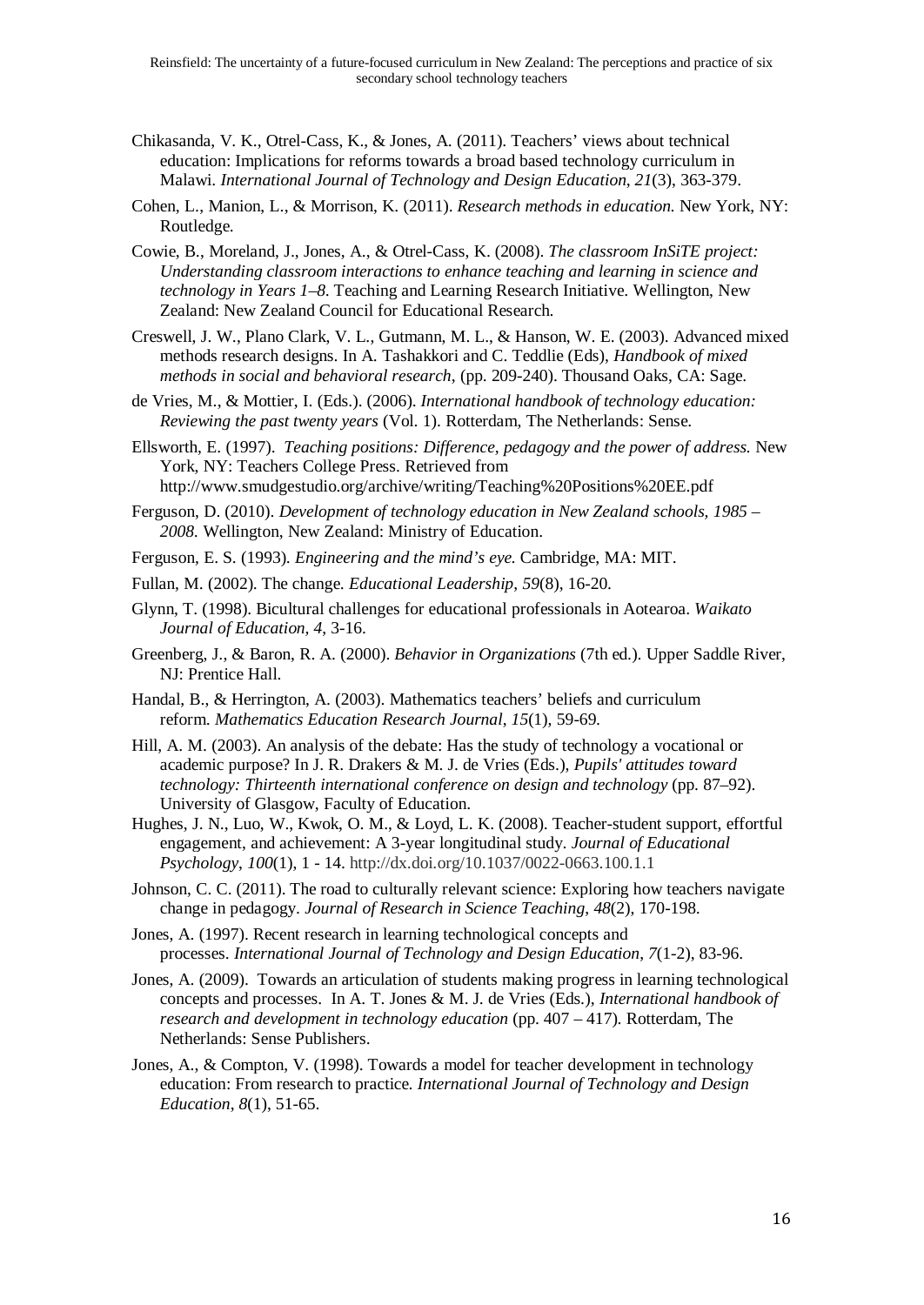Chikasanda, V. K., Otrel-Cass, K., & Jones, A. (2011). Teachers' views about technical education: Implications for reforms towards a broad based technology curriculum in Malawi. *International Journal of Technology and Design Education*, *21*(3), 363-379.

Cohen, L., Manion, L., & Morrison, K. (2011). *Research methods in education.* New York, NY: Routledge.

Cowie, B., Moreland, J., Jones, A., & Otrel-Cass, K. (2008). *The classroom InSiTE project: Understanding classroom interactions to enhance teaching and learning in science and technology in Years 1–8.* Teaching and Learning Research Initiative. Wellington, New Zealand: New Zealand Council for Educational Research.

Creswell, J. W., Plano Clark, V. L., Gutmann, M. L., & Hanson, W. E. (2003). Advanced mixed methods research designs. In A. Tashakkori and C. Teddlie (Eds), *Handbook of mixed methods in social and behavioral research*, (pp. 209-240). Thousand Oaks, CA: Sage.

de Vries, M., & Mottier, I. (Eds.). (2006). *International handbook of technology education: Reviewing the past twenty years* (Vol. 1). Rotterdam, The Netherlands: Sense.

Ellsworth, E. (1997). *Teaching positions: Difference, pedagogy and the power of address.* New York, NY: Teachers College Press. Retrieved from http://www.smudgestudio.org/archive/writing/Teaching%20Positions%20EE.pdf

Ferguson, D. (2010). *Development of technology education in New Zealand schools, 1985 – 2008.* Wellington, New Zealand: Ministry of Education.

Ferguson, E. S. (1993). *Engineering and the mind's eye.* Cambridge, MA: MIT.

Fullan, M. (2002). The change. *Educational Leadership*, *59*(8), 16-20.

Glynn, T. (1998). Bicultural challenges for educational professionals in Aotearoa. *Waikato Journal of Education, 4*, 3-16.

Greenberg, J., & Baron, R. A. (2000). *Behavior in Organizations* (7th ed.). Upper Saddle River, NJ: Prentice Hall.

Handal, B., & Herrington, A. (2003). Mathematics teachers' beliefs and curriculum reform. *Mathematics Education Research Journal*, *15*(1), 59-69.

Hill, A. M. (2003). An analysis of the debate: Has the study of technology a vocational or academic purpose? In J. R. Drakers & M. J. de Vries (Eds.), *Pupils' attitudes toward technology: Thirteenth international conference on design and technology* (pp. 87–92). University of Glasgow, Faculty of Education.

Hughes, J. N., Luo, W., Kwok, O. M., & Loyd, L. K. (2008). Teacher-student support, effortful engagement, and achievement: A 3-year longitudinal study. *Journal of Educational Psychology*, *100*(1), 1 - 14. http://dx.doi.org/10.1037/0022-0663.100.1.1

Johnson, C. C. (2011). The road to culturally relevant science: Exploring how teachers navigate change in pedagogy. *Journal of Research in Science Teaching*, *48*(2), 170-198.

Jones, A. (1997). Recent research in learning technological concepts and processes. *International Journal of Technology and Design Education*, *7*(1-2), 83-96.

Jones, A. (2009). Towards an articulation of students making progress in learning technological concepts and processes. In A. T. Jones & M. J. de Vries (Eds.), *International handbook of research and development in technology education* (pp. 407 – 417). Rotterdam, The Netherlands: Sense Publishers.

Jones, A., & Compton, V. (1998). Towards a model for teacher development in technology education: From research to practice. *International Journal of Technology and Design Education*, *8*(1), 51-65.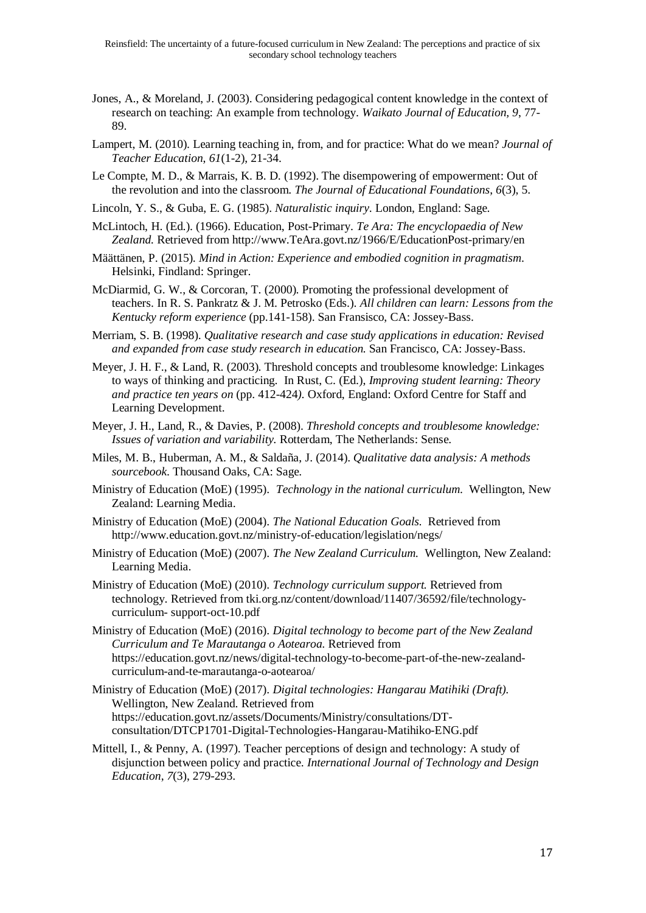Jones, A., & Moreland, J. (2003). Considering pedagogical content knowledge in the context of research on teaching: An example from technology. *Waikato Journal of Education*, *9*, 77-89.

Lampert, M. (2010). Learning teaching in, from, and for practice: What do we mean? *Journal of Teacher Education*, *61*(1-2), 21-34.

Le Compte, M. D., & Marrais, K. B. D. (1992). The disempowering of empowerment: Out of the revolution and into the classroom. *The Journal of Educational Foundations*, *6*(3), 5.

Lincoln, Y. S., & Guba, E. G. (1985). *Naturalistic inquiry*. London, England: Sage.

McLintoch, H. (Ed.). (1966). Education, Post-Primary. *Te Ara: The encyclopaedia of New Zealand.* Retrieved from http://www.TeAra.govt.nz/1966/E/EducationPost-primary/en

Määttänen, P. (2015). *Mind in Action: Experience and embodied cognition in pragmatism*. Helsinki, Findland: Springer.

McDiarmid, G. W., & Corcoran, T. (2000). Promoting the professional development of teachers. In R. S. Pankratz & J. M. Petrosko (Eds.). *All children can learn: Lessons from the Kentucky reform experience* (pp.141-158). San Fransisco, CA: Jossey-Bass.

Merriam, S. B. (1998). *Qualitative research and case study applications in education: Revised and expanded from case study research in education.* San Francisco, CA: Jossey-Bass.

Meyer, J. H. F., & Land, R. (2003). Threshold concepts and troublesome knowledge: Linkages to ways of thinking and practicing. In Rust, C. (Ed.), *Improving student learning: Theory and practice ten years on* (pp. 412-424*)*. Oxford, England: Oxford Centre for Staff and Learning Development.

Meyer, J. H., Land, R., & Davies, P. (2008). *Threshold concepts and troublesome knowledge: Issues of variation and variability.* Rotterdam, The Netherlands: Sense.

Miles, M. B., Huberman, A. M., & Saldaña, J. (2014). *Qualitative data analysis: A methods sourcebook*. Thousand Oaks, CA: Sage.

Ministry of Education (MoE) (1995). *Technology in the national curriculum.* Wellington, New Zealand: Learning Media.

Ministry of Education (MoE) (2004). *The National Education Goals.* Retrieved from http://www.education.govt.nz/ministry-of-education/legislation/negs/

Ministry of Education (MoE) (2007). *The New Zealand Curriculum.* Wellington, New Zealand: Learning Media.

Ministry of Education (MoE) (2010). *Technology curriculum support.* Retrieved from technology. Retrieved from tki.org.nz/content/download/11407/36592/file/technology-curriculum- support-oct-10.pdf

Ministry of Education (MoE) (2016). *Digital technology to become part of the New Zealand Curriculum and Te Marautanga o Aotearoa.* Retrieved from https://education.govt.nz/news/digital-technology-to-become-part-of-the-new-zealand-curriculum-and-te-marautanga-o-aotearoa/

Ministry of Education (MoE) (2017). *Digital technologies: Hangarau Matihiki (Draft).* Wellington, New Zealand. Retrieved from https://education.govt.nz/assets/Documents/Ministry/consultations/DT-consultation/DTCP1701-Digital-Technologies-Hangarau-Matihiko-ENG.pdf

Mittell, I., & Penny, A. (1997). Teacher perceptions of design and technology: A study of disjunction between policy and practice. *International Journal of Technology and Design Education*, *7*(3), 279-293.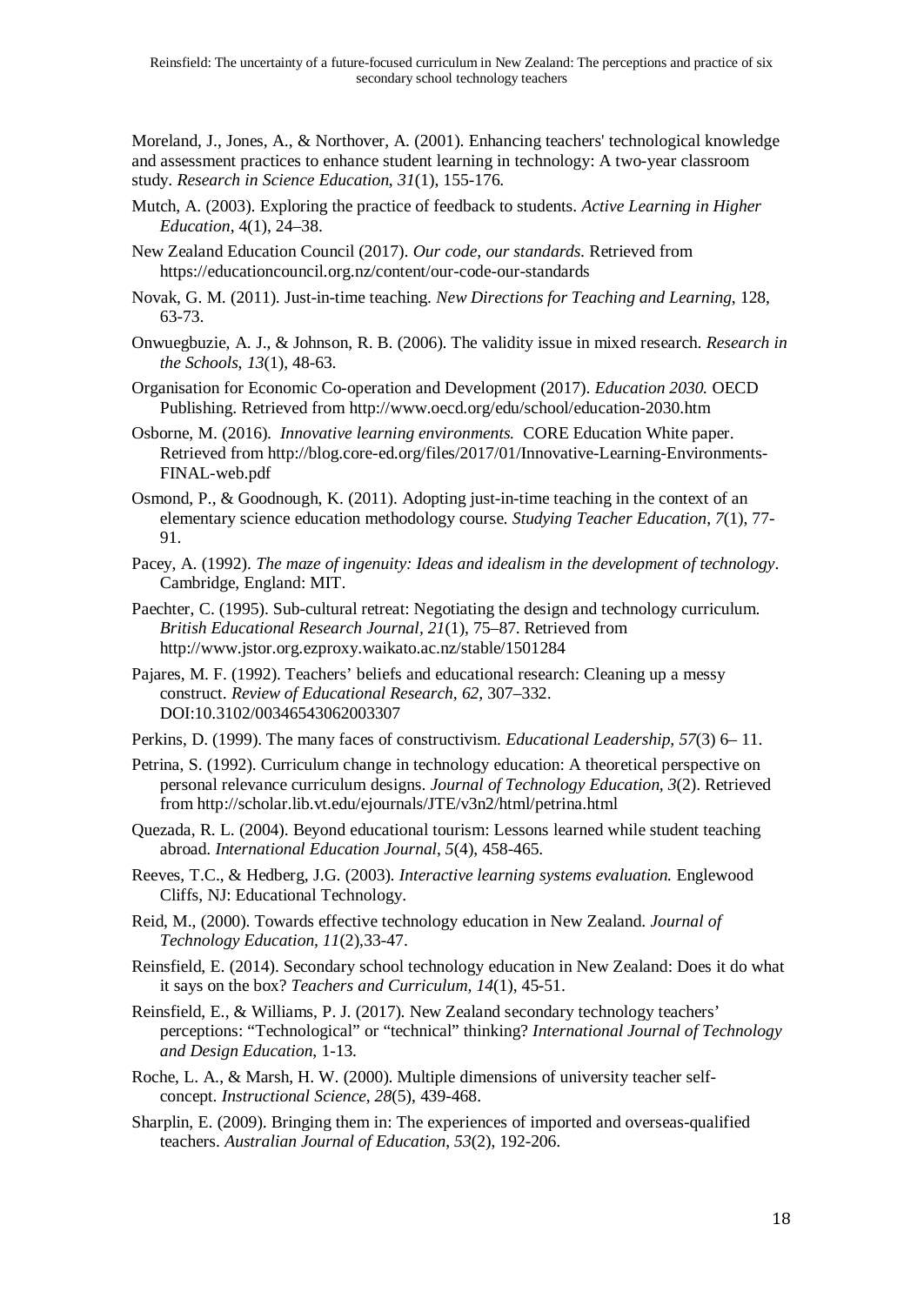Moreland, J., Jones, A., & Northover, A. (2001). Enhancing teachers' technological knowledge and assessment practices to enhance student learning in technology: A two-year classroom study. *Research in Science Education*, *31*(1), 155-176.

Mutch, A. (2003). Exploring the practice of feedback to students. *Active Learning in Higher Education*, 4(1), 24–38.

New Zealand Education Council (2017). *Our code, our standards.* Retrieved from https://educationcouncil.org.nz/content/our-code-our-standards

Novak, G. M. (2011). Just-in-time teaching. *New Directions for Teaching and Learning*, 128, 63-73.

Onwuegbuzie, A. J., & Johnson, R. B. (2006). The validity issue in mixed research. *Research in the Schools*, *13*(1), 48-63.

Organisation for Economic Co-operation and Development (2017). *Education 2030.* OECD Publishing. Retrieved from http://www.oecd.org/edu/school/education-2030.htm

Osborne, M. (2016). *Innovative learning environments.* CORE Education White paper. Retrieved from http://blog.core-ed.org/files/2017/01/Innovative-Learning-Environments-FINAL-web.pdf

Osmond, P., & Goodnough, K. (2011). Adopting just-in-time teaching in the context of an elementary science education methodology course. *Studying Teacher Education*, *7*(1), 77-91.

Pacey, A. (1992). *The maze of ingenuity: Ideas and idealism in the development of technology*. Cambridge, England: MIT.

Paechter, C. (1995). Sub-cultural retreat: Negotiating the design and technology curriculum. *British Educational Research Journal, 21*(1), 75–87. Retrieved from http://www.jstor.org.ezproxy.waikato.ac.nz/stable/1501284

Pajares, M. F. (1992). Teachers' beliefs and educational research: Cleaning up a messy construct. *Review of Educational Research, 62,* 307–332. DOI:10.3102/00346543062003307

Perkins, D. (1999). The many faces of constructivism. *Educational Leadership, 57*(3) 6– 11.

Petrina, S. (1992). Curriculum change in technology education: A theoretical perspective on personal relevance curriculum designs. *Journal of Technology Education*, *3*(2). Retrieved from http://scholar.lib.vt.edu/ejournals/JTE/v3n2/html/petrina.html

Quezada, R. L. (2004). Beyond educational tourism: Lessons learned while student teaching abroad. *International Education Journal*, *5*(4), 458-465.

Reeves, T.C., & Hedberg, J.G. (2003). *Interactive learning systems evaluation.* Englewood Cliffs, NJ: Educational Technology.

Reid, M., (2000). Towards effective technology education in New Zealand. *Journal of Technology Education, 11*(2),33-47.

Reinsfield, E. (2014). Secondary school technology education in New Zealand: Does it do what it says on the box? *Teachers and Curriculum, 14*(1), 45-51.

Reinsfield, E., & Williams, P. J. (2017). New Zealand secondary technology teachers' perceptions: "Technological" or "technical" thinking? *International Journal of Technology and Design Education*, 1-13.

Roche, L. A., & Marsh, H. W. (2000). Multiple dimensions of university teacher self-concept. *Instructional Science*, *28*(5), 439-468.

Sharplin, E. (2009). Bringing them in: The experiences of imported and overseas-qualified teachers. *Australian Journal of Education*, *53*(2), 192-206.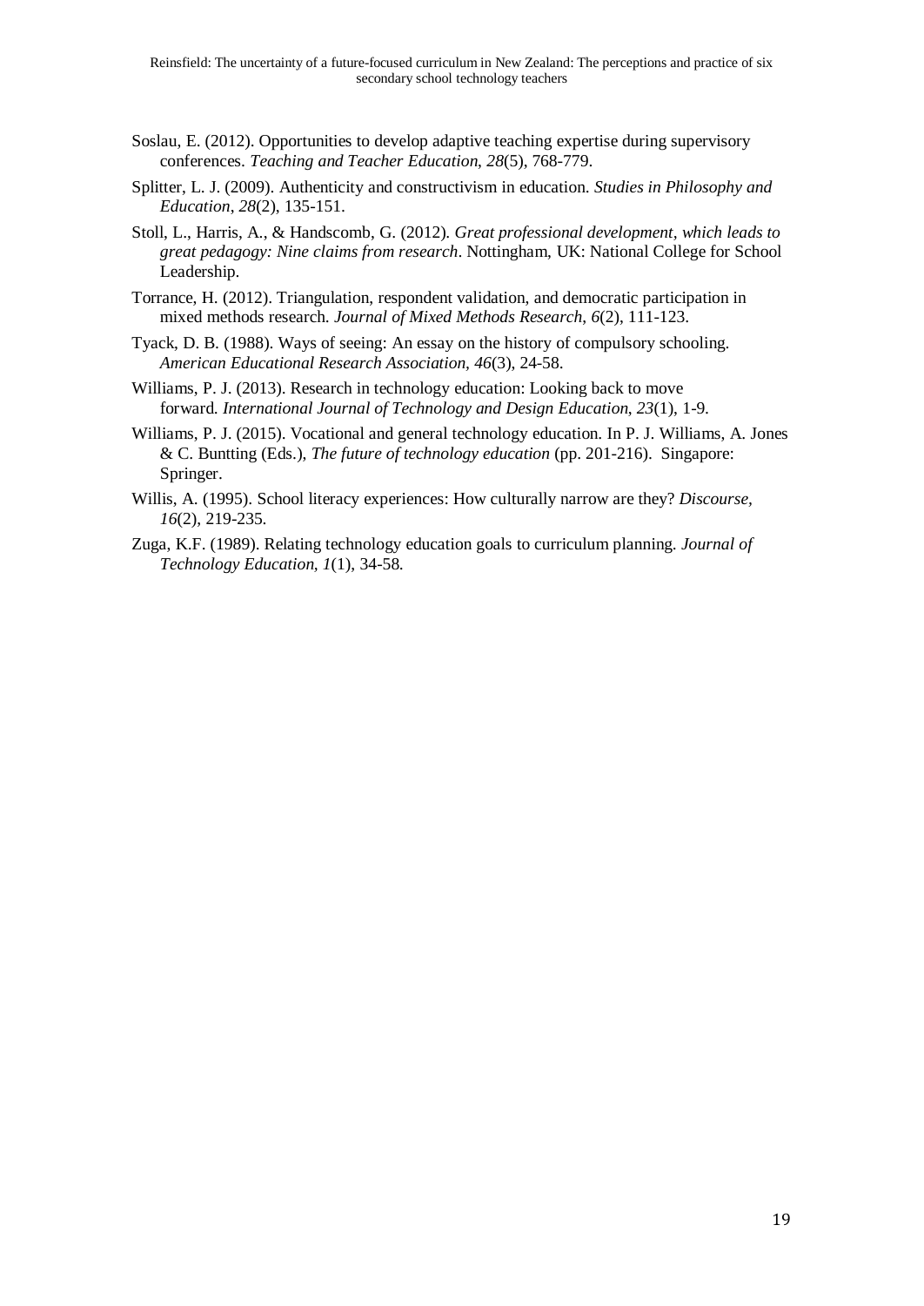Soslau, E. (2012). Opportunities to develop adaptive teaching expertise during supervisory conferences. *Teaching and Teacher Education*, *28*(5), 768-779.

Splitter, L. J. (2009). Authenticity and constructivism in education. *Studies in Philosophy and Education*, *28*(2), 135-151.

Stoll, L., Harris, A., & Handscomb, G. (2012). *Great professional development, which leads to great pedagogy: Nine claims from research*. Nottingham, UK: National College for School Leadership.

Torrance, H. (2012). Triangulation, respondent validation, and democratic participation in mixed methods research. *Journal of Mixed Methods Research*, *6*(2), 111-123.

Tyack, D. B. (1988). Ways of seeing: An essay on the history of compulsory schooling. *American Educational Research Association*, *46*(3), 24-58.

Williams, P. J. (2013). Research in technology education: Looking back to move forward. *International Journal of Technology and Design Education*, *23*(1), 1-9.

Williams, P. J. (2015). Vocational and general technology education. In P. J. Williams, A. Jones & C. Buntting (Eds.), *The future of technology education* (pp. 201-216). Singapore: Springer.

Willis, A. (1995). School literacy experiences: How culturally narrow are they? *Discourse, 16*(2), 219-235.

Zuga, K.F. (1989). Relating technology education goals to curriculum planning. *Journal of Technology Education*, *1*(1), 34-58.